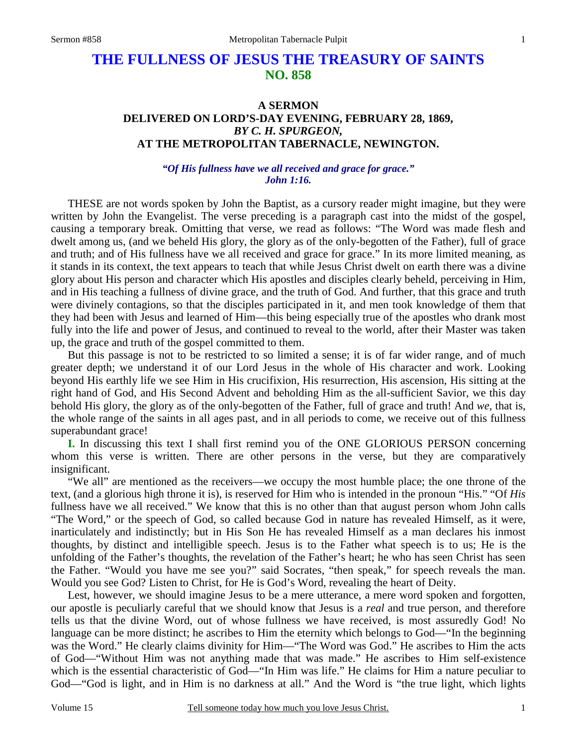# THE FULLNESS OF JESUS THE TREASURY OF SAINTS
## NO. 858

### A SERMON
### DELIVERED ON LORD'S-DAY EVENING, FEBRUARY 28, 1869,
### *BY C. H. SPURGEON,*
### AT THE METROPOLITAN TABERNACLE, NEWINGTON.

*"Of His fullness have we all received and grace for grace."*
*John 1:16.*

THESE are not words spoken by John the Baptist, as a cursory reader might imagine, but they were written by John the Evangelist. The verse preceding is a paragraph cast into the midst of the gospel, causing a temporary break. Omitting that verse, we read as follows: "The Word was made flesh and dwelt among us, (and we beheld His glory, the glory as of the only-begotten of the Father), full of grace and truth; and of His fullness have we all received and grace for grace." In its more limited meaning, as it stands in its context, the text appears to teach that while Jesus Christ dwelt on earth there was a divine glory about His person and character which His apostles and disciples clearly beheld, perceiving in Him, and in His teaching a fullness of divine grace, and the truth of God. And further, that this grace and truth were divinely contagions, so that the disciples participated in it, and men took knowledge of them that they had been with Jesus and learned of Him—this being especially true of the apostles who drank most fully into the life and power of Jesus, and continued to reveal to the world, after their Master was taken up, the grace and truth of the gospel committed to them.

But this passage is not to be restricted to so limited a sense; it is of far wider range, and of much greater depth; we understand it of our Lord Jesus in the whole of His character and work. Looking beyond His earthly life we see Him in His crucifixion, His resurrection, His ascension, His sitting at the right hand of God, and His Second Advent and beholding Him as the all-sufficient Savior, we this day behold His glory, the glory as of the only-begotten of the Father, full of grace and truth! And *we,* that is, the whole range of the saints in all ages past, and in all periods to come, we receive out of this fullness superabundant grace!

**I.** In discussing this text I shall first remind you of the ONE GLORIOUS PERSON concerning whom this verse is written. There are other persons in the verse, but they are comparatively insignificant.

"We all" are mentioned as the receivers—we occupy the most humble place; the one throne of the text, (and a glorious high throne it is), is reserved for Him who is intended in the pronoun "His." "Of *His* fullness have we all received." We know that this is no other than that august person whom John calls "The Word," or the speech of God, so called because God in nature has revealed Himself, as it were, inarticulately and indistinctly; but in His Son He has revealed Himself as a man declares his inmost thoughts, by distinct and intelligible speech. Jesus is to the Father what speech is to us; He is the unfolding of the Father's thoughts, the revelation of the Father's heart; he who has seen Christ has seen the Father. "Would you have me see you?" said Socrates, "then speak," for speech reveals the man. Would you see God? Listen to Christ, for He is God's Word, revealing the heart of Deity.

Lest, however, we should imagine Jesus to be a mere utterance, a mere word spoken and forgotten, our apostle is peculiarly careful that we should know that Jesus is a *real* and true person, and therefore tells us that the divine Word, out of whose fullness we have received, is most assuredly God! No language can be more distinct; he ascribes to Him the eternity which belongs to God—"In the beginning was the Word." He clearly claims divinity for Him—"The Word was God." He ascribes to Him the acts of God—"Without Him was not anything made that was made." He ascribes to Him self-existence which is the essential characteristic of God—"In Him was life." He claims for Him a nature peculiar to God—"God is light, and in Him is no darkness at all." And the Word is "the true light, which lights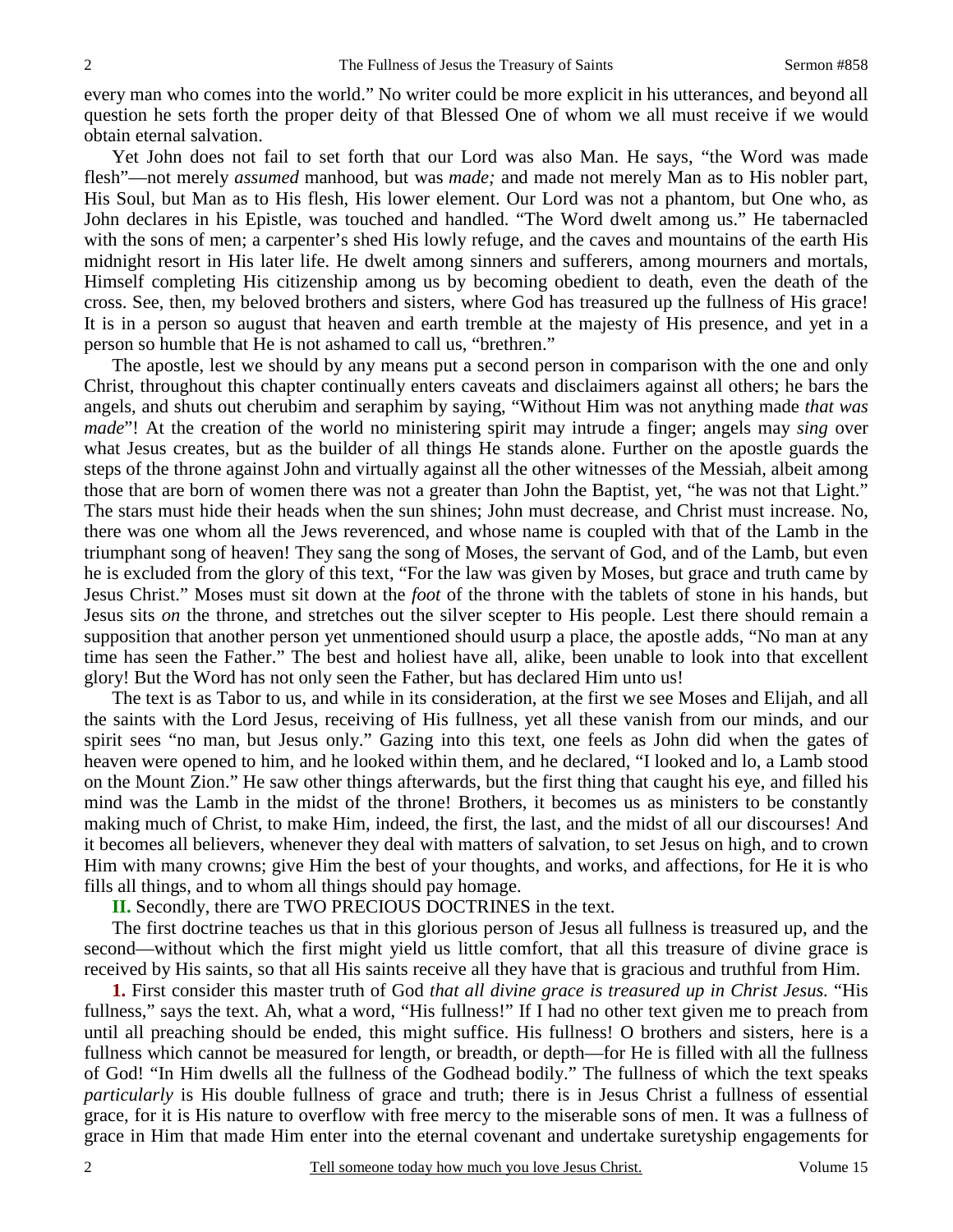every man who comes into the world." No writer could be more explicit in his utterances, and beyond all question he sets forth the proper deity of that Blessed One of whom we all must receive if we would obtain eternal salvation.

Yet John does not fail to set forth that our Lord was also Man. He says, "the Word was made flesh"—not merely *assumed* manhood, but was *made;* and made not merely Man as to His nobler part, His Soul, but Man as to His flesh, His lower element. Our Lord was not a phantom, but One who, as John declares in his Epistle, was touched and handled. "The Word dwelt among us." He tabernacled with the sons of men; a carpenter's shed His lowly refuge, and the caves and mountains of the earth His midnight resort in His later life. He dwelt among sinners and sufferers, among mourners and mortals, Himself completing His citizenship among us by becoming obedient to death, even the death of the cross. See, then, my beloved brothers and sisters, where God has treasured up the fullness of His grace! It is in a person so august that heaven and earth tremble at the majesty of His presence, and yet in a person so humble that He is not ashamed to call us, "brethren."

The apostle, lest we should by any means put a second person in comparison with the one and only Christ, throughout this chapter continually enters caveats and disclaimers against all others; he bars the angels, and shuts out cherubim and seraphim by saying, "Without Him was not anything made *that was made*"! At the creation of the world no ministering spirit may intrude a finger; angels may *sing* over what Jesus creates, but as the builder of all things He stands alone. Further on the apostle guards the steps of the throne against John and virtually against all the other witnesses of the Messiah, albeit among those that are born of women there was not a greater than John the Baptist, yet, "he was not that Light." The stars must hide their heads when the sun shines; John must decrease, and Christ must increase. No, there was one whom all the Jews reverenced, and whose name is coupled with that of the Lamb in the triumphant song of heaven! They sang the song of Moses, the servant of God, and of the Lamb, but even he is excluded from the glory of this text, "For the law was given by Moses, but grace and truth came by Jesus Christ." Moses must sit down at the *foot* of the throne with the tablets of stone in his hands, but Jesus sits *on* the throne, and stretches out the silver scepter to His people. Lest there should remain a supposition that another person yet unmentioned should usurp a place, the apostle adds, "No man at any time has seen the Father." The best and holiest have all, alike, been unable to look into that excellent glory! But the Word has not only seen the Father, but has declared Him unto us!

The text is as Tabor to us, and while in its consideration, at the first we see Moses and Elijah, and all the saints with the Lord Jesus, receiving of His fullness, yet all these vanish from our minds, and our spirit sees "no man, but Jesus only." Gazing into this text, one feels as John did when the gates of heaven were opened to him, and he looked within them, and he declared, "I looked and lo, a Lamb stood on the Mount Zion." He saw other things afterwards, but the first thing that caught his eye, and filled his mind was the Lamb in the midst of the throne! Brothers, it becomes us as ministers to be constantly making much of Christ, to make Him, indeed, the first, the last, and the midst of all our discourses! And it becomes all believers, whenever they deal with matters of salvation, to set Jesus on high, and to crown Him with many crowns; give Him the best of your thoughts, and works, and affections, for He it is who fills all things, and to whom all things should pay homage.

**II.** Secondly, there are TWO PRECIOUS DOCTRINES in the text.

The first doctrine teaches us that in this glorious person of Jesus all fullness is treasured up, and the second—without which the first might yield us little comfort, that all this treasure of divine grace is received by His saints, so that all His saints receive all they have that is gracious and truthful from Him.

**1.** First consider this master truth of God *that all divine grace is treasured up in Christ Jesus.* "His fullness," says the text. Ah, what a word, "His fullness!" If I had no other text given me to preach from until all preaching should be ended, this might suffice. His fullness! O brothers and sisters, here is a fullness which cannot be measured for length, or breadth, or depth—for He is filled with all the fullness of God! "In Him dwells all the fullness of the Godhead bodily." The fullness of which the text speaks *particularly* is His double fullness of grace and truth; there is in Jesus Christ a fullness of essential grace, for it is His nature to overflow with free mercy to the miserable sons of men. It was a fullness of grace in Him that made Him enter into the eternal covenant and undertake suretyship engagements for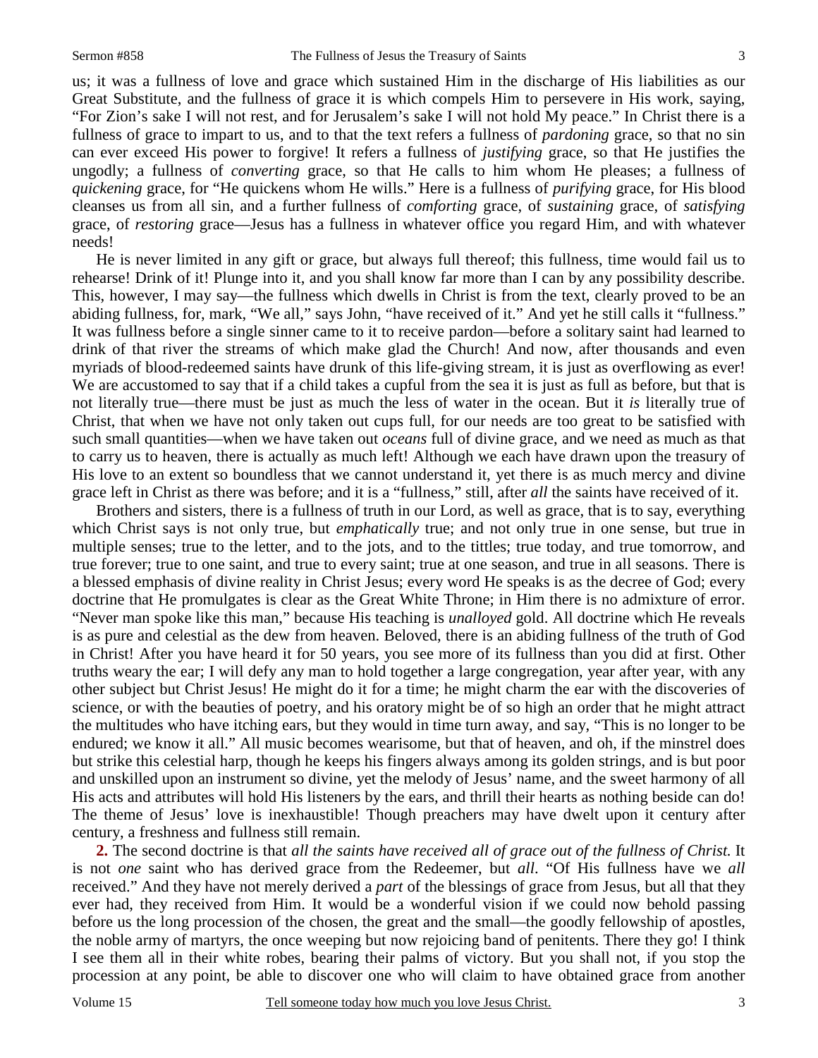us; it was a fullness of love and grace which sustained Him in the discharge of His liabilities as our Great Substitute, and the fullness of grace it is which compels Him to persevere in His work, saying, "For Zion's sake I will not rest, and for Jerusalem's sake I will not hold My peace." In Christ there is a fullness of grace to impart to us, and to that the text refers a fullness of *pardoning* grace, so that no sin can ever exceed His power to forgive! It refers a fullness of *justifying* grace, so that He justifies the ungodly; a fullness of *converting* grace, so that He calls to him whom He pleases; a fullness of *quickening* grace, for "He quickens whom He wills." Here is a fullness of *purifying* grace, for His blood cleanses us from all sin, and a further fullness of *comforting* grace, of *sustaining* grace, of *satisfying* grace, of *restoring* grace—Jesus has a fullness in whatever office you regard Him, and with whatever needs!

He is never limited in any gift or grace, but always full thereof; this fullness, time would fail us to rehearse! Drink of it! Plunge into it, and you shall know far more than I can by any possibility describe. This, however, I may say—the fullness which dwells in Christ is from the text, clearly proved to be an abiding fullness, for, mark, "We all," says John, "have received of it." And yet he still calls it "fullness." It was fullness before a single sinner came to it to receive pardon—before a solitary saint had learned to drink of that river the streams of which make glad the Church! And now, after thousands and even myriads of blood-redeemed saints have drunk of this life-giving stream, it is just as overflowing as ever! We are accustomed to say that if a child takes a cupful from the sea it is just as full as before, but that is not literally true—there must be just as much the less of water in the ocean. But it *is* literally true of Christ, that when we have not only taken out cups full, for our needs are too great to be satisfied with such small quantities—when we have taken out *oceans* full of divine grace, and we need as much as that to carry us to heaven, there is actually as much left! Although we each have drawn upon the treasury of His love to an extent so boundless that we cannot understand it, yet there is as much mercy and divine grace left in Christ as there was before; and it is a "fullness," still, after *all* the saints have received of it.

Brothers and sisters, there is a fullness of truth in our Lord, as well as grace, that is to say, everything which Christ says is not only true, but *emphatically* true; and not only true in one sense, but true in multiple senses; true to the letter, and to the jots, and to the tittles; true today, and true tomorrow, and true forever; true to one saint, and true to every saint; true at one season, and true in all seasons. There is a blessed emphasis of divine reality in Christ Jesus; every word He speaks is as the decree of God; every doctrine that He promulgates is clear as the Great White Throne; in Him there is no admixture of error. "Never man spoke like this man," because His teaching is *unalloyed* gold. All doctrine which He reveals is as pure and celestial as the dew from heaven. Beloved, there is an abiding fullness of the truth of God in Christ! After you have heard it for 50 years, you see more of its fullness than you did at first. Other truths weary the ear; I will defy any man to hold together a large congregation, year after year, with any other subject but Christ Jesus! He might do it for a time; he might charm the ear with the discoveries of science, or with the beauties of poetry, and his oratory might be of so high an order that he might attract the multitudes who have itching ears, but they would in time turn away, and say, "This is no longer to be endured; we know it all." All music becomes wearisome, but that of heaven, and oh, if the minstrel does but strike this celestial harp, though he keeps his fingers always among its golden strings, and is but poor and unskilled upon an instrument so divine, yet the melody of Jesus' name, and the sweet harmony of all His acts and attributes will hold His listeners by the ears, and thrill their hearts as nothing beside can do! The theme of Jesus' love is inexhaustible! Though preachers may have dwelt upon it century after century, a freshness and fullness still remain.

**2.** The second doctrine is that *all the saints have received all of grace out of the fullness of Christ.* It is not *one* saint who has derived grace from the Redeemer, but *all*. "Of His fullness have we *all* received." And they have not merely derived a *part* of the blessings of grace from Jesus, but all that they ever had, they received from Him. It would be a wonderful vision if we could now behold passing before us the long procession of the chosen, the great and the small—the goodly fellowship of apostles, the noble army of martyrs, the once weeping but now rejoicing band of penitents. There they go! I think I see them all in their white robes, bearing their palms of victory. But you shall not, if you stop the procession at any point, be able to discover one who will claim to have obtained grace from another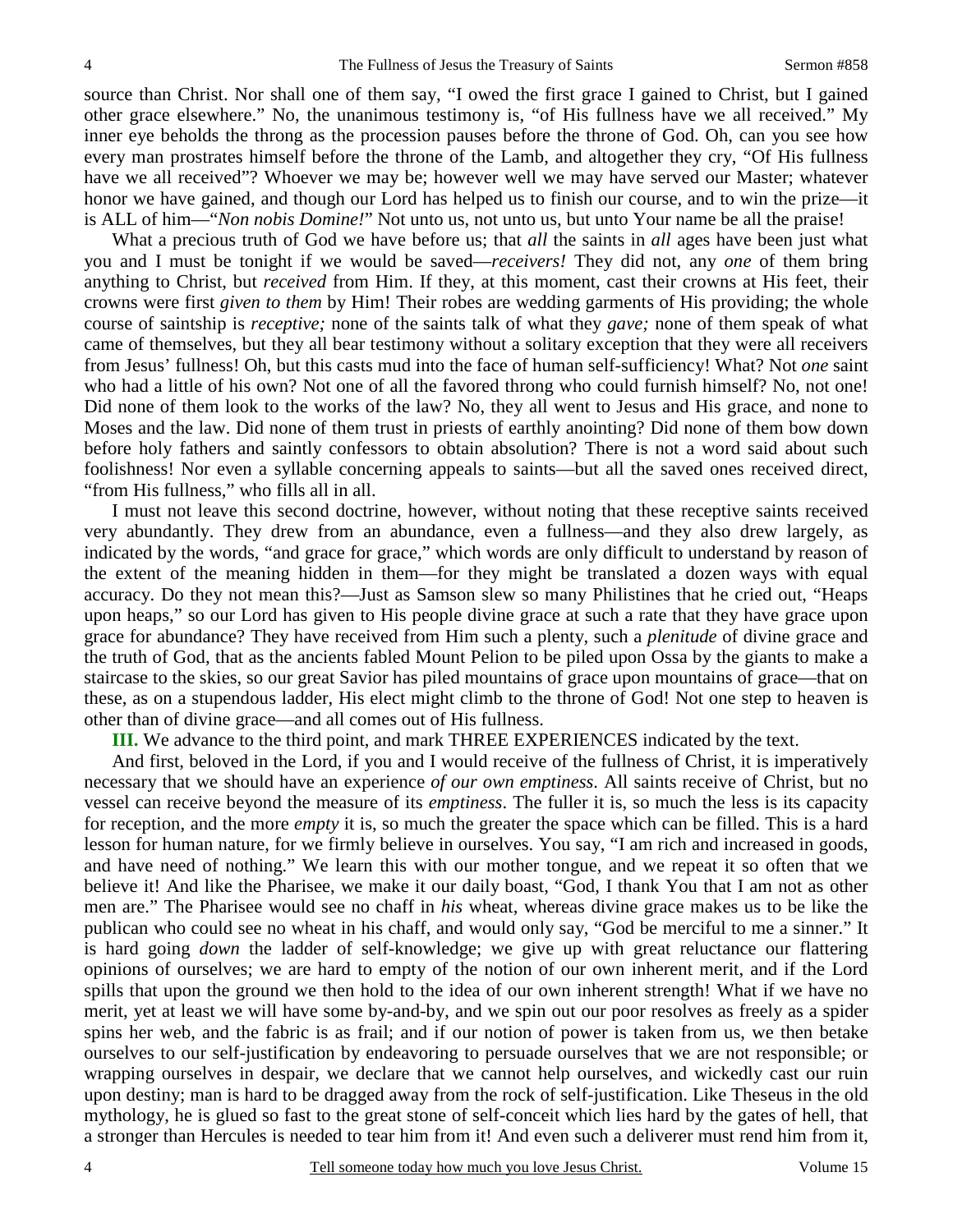source than Christ. Nor shall one of them say, "I owed the first grace I gained to Christ, but I gained other grace elsewhere." No, the unanimous testimony is, "of His fullness have we all received." My inner eye beholds the throng as the procession pauses before the throne of God. Oh, can you see how every man prostrates himself before the throne of the Lamb, and altogether they cry, "Of His fullness have we all received"? Whoever we may be; however well we may have served our Master; whatever honor we have gained, and though our Lord has helped us to finish our course, and to win the prize—it is ALL of him—"*Non nobis Domine!*" Not unto us, not unto us, but unto Your name be all the praise!

What a precious truth of God we have before us; that *all* the saints in *all* ages have been just what you and I must be tonight if we would be saved—*receivers!* They did not, any *one* of them bring anything to Christ, but *received* from Him. If they, at this moment, cast their crowns at His feet, their crowns were first *given to them* by Him! Their robes are wedding garments of His providing; the whole course of saintship is *receptive;* none of the saints talk of what they *gave;* none of them speak of what came of themselves, but they all bear testimony without a solitary exception that they were all receivers from Jesus' fullness! Oh, but this casts mud into the face of human self-sufficiency! What? Not *one* saint who had a little of his own? Not one of all the favored throng who could furnish himself? No, not one! Did none of them look to the works of the law? No, they all went to Jesus and His grace, and none to Moses and the law. Did none of them trust in priests of earthly anointing? Did none of them bow down before holy fathers and saintly confessors to obtain absolution? There is not a word said about such foolishness! Nor even a syllable concerning appeals to saints—but all the saved ones received direct, "from His fullness," who fills all in all.

I must not leave this second doctrine, however, without noting that these receptive saints received very abundantly. They drew from an abundance, even a fullness—and they also drew largely, as indicated by the words, "and grace for grace," which words are only difficult to understand by reason of the extent of the meaning hidden in them—for they might be translated a dozen ways with equal accuracy. Do they not mean this?—Just as Samson slew so many Philistines that he cried out, "Heaps upon heaps," so our Lord has given to His people divine grace at such a rate that they have grace upon grace for abundance? They have received from Him such a plenty, such a *plenitude* of divine grace and the truth of God, that as the ancients fabled Mount Pelion to be piled upon Ossa by the giants to make a staircase to the skies, so our great Savior has piled mountains of grace upon mountains of grace—that on these, as on a stupendous ladder, His elect might climb to the throne of God! Not one step to heaven is other than of divine grace—and all comes out of His fullness.

**III.** We advance to the third point, and mark THREE EXPERIENCES indicated by the text.

And first, beloved in the Lord, if you and I would receive of the fullness of Christ, it is imperatively necessary that we should have an experience *of our own emptiness*. All saints receive of Christ, but no vessel can receive beyond the measure of its *emptiness*. The fuller it is, so much the less is its capacity for reception, and the more *empty* it is, so much the greater the space which can be filled. This is a hard lesson for human nature, for we firmly believe in ourselves. You say, "I am rich and increased in goods, and have need of nothing." We learn this with our mother tongue, and we repeat it so often that we believe it! And like the Pharisee, we make it our daily boast, "God, I thank You that I am not as other men are." The Pharisee would see no chaff in *his* wheat, whereas divine grace makes us to be like the publican who could see no wheat in his chaff, and would only say, "God be merciful to me a sinner." It is hard going *down* the ladder of self-knowledge; we give up with great reluctance our flattering opinions of ourselves; we are hard to empty of the notion of our own inherent merit, and if the Lord spills that upon the ground we then hold to the idea of our own inherent strength! What if we have no merit, yet at least we will have some by-and-by, and we spin out our poor resolves as freely as a spider spins her web, and the fabric is as frail; and if our notion of power is taken from us, we then betake ourselves to our self-justification by endeavoring to persuade ourselves that we are not responsible; or wrapping ourselves in despair, we declare that we cannot help ourselves, and wickedly cast our ruin upon destiny; man is hard to be dragged away from the rock of self-justification. Like Theseus in the old mythology, he is glued so fast to the great stone of self-conceit which lies hard by the gates of hell, that a stronger than Hercules is needed to tear him from it! And even such a deliverer must rend him from it,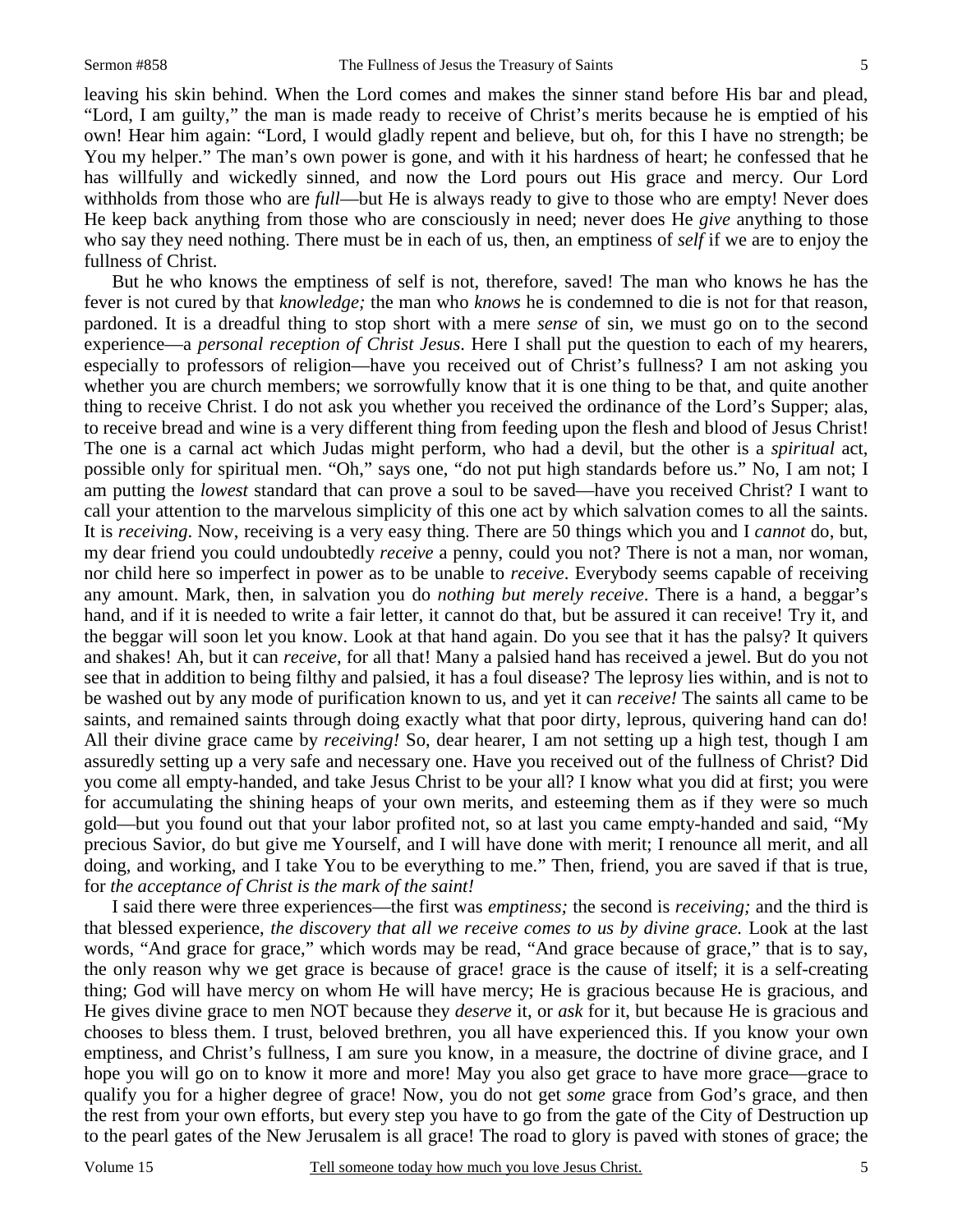leaving his skin behind. When the Lord comes and makes the sinner stand before His bar and plead, "Lord, I am guilty," the man is made ready to receive of Christ's merits because he is emptied of his own! Hear him again: "Lord, I would gladly repent and believe, but oh, for this I have no strength; be You my helper." The man's own power is gone, and with it his hardness of heart; he confessed that he has willfully and wickedly sinned, and now the Lord pours out His grace and mercy. Our Lord withholds from those who are *full*—but He is always ready to give to those who are empty! Never does He keep back anything from those who are consciously in need; never does He *give* anything to those who say they need nothing. There must be in each of us, then, an emptiness of *self* if we are to enjoy the fullness of Christ.

But he who knows the emptiness of self is not, therefore, saved! The man who knows he has the fever is not cured by that *knowledge;* the man who *knows* he is condemned to die is not for that reason, pardoned. It is a dreadful thing to stop short with a mere *sense* of sin, we must go on to the second experience—a *personal reception of Christ Jesus*. Here I shall put the question to each of my hearers, especially to professors of religion—have you received out of Christ's fullness? I am not asking you whether you are church members; we sorrowfully know that it is one thing to be that, and quite another thing to receive Christ. I do not ask you whether you received the ordinance of the Lord's Supper; alas, to receive bread and wine is a very different thing from feeding upon the flesh and blood of Jesus Christ! The one is a carnal act which Judas might perform, who had a devil, but the other is a *spiritual* act, possible only for spiritual men. "Oh," says one, "do not put high standards before us." No, I am not; I am putting the *lowest* standard that can prove a soul to be saved—have you received Christ? I want to call your attention to the marvelous simplicity of this one act by which salvation comes to all the saints. It is *receiving*. Now, receiving is a very easy thing. There are 50 things which you and I *cannot* do, but, my dear friend you could undoubtedly *receive* a penny, could you not? There is not a man, nor woman, nor child here so imperfect in power as to be unable to *receive*. Everybody seems capable of receiving any amount. Mark, then, in salvation you do *nothing but merely receive*. There is a hand, a beggar's hand, and if it is needed to write a fair letter, it cannot do that, but be assured it can receive! Try it, and the beggar will soon let you know. Look at that hand again. Do you see that it has the palsy? It quivers and shakes! Ah, but it can *receive,* for all that! Many a palsied hand has received a jewel. But do you not see that in addition to being filthy and palsied, it has a foul disease? The leprosy lies within, and is not to be washed out by any mode of purification known to us, and yet it can *receive!* The saints all came to be saints, and remained saints through doing exactly what that poor dirty, leprous, quivering hand can do! All their divine grace came by *receiving!* So, dear hearer, I am not setting up a high test, though I am assuredly setting up a very safe and necessary one. Have you received out of the fullness of Christ? Did you come all empty-handed, and take Jesus Christ to be your all? I know what you did at first; you were for accumulating the shining heaps of your own merits, and esteeming them as if they were so much gold—but you found out that your labor profited not, so at last you came empty-handed and said, "My precious Savior, do but give me Yourself, and I will have done with merit; I renounce all merit, and all doing, and working, and I take You to be everything to me." Then, friend, you are saved if that is true, for *the acceptance of Christ is the mark of the saint!*

I said there were three experiences—the first was *emptiness;* the second is *receiving;* and the third is that blessed experience, *the discovery that all we receive comes to us by divine grace.* Look at the last words, "And grace for grace," which words may be read, "And grace because of grace," that is to say, the only reason why we get grace is because of grace! grace is the cause of itself; it is a self-creating thing; God will have mercy on whom He will have mercy; He is gracious because He is gracious, and He gives divine grace to men NOT because they *deserve* it, or *ask* for it, but because He is gracious and chooses to bless them. I trust, beloved brethren, you all have experienced this. If you know your own emptiness, and Christ's fullness, I am sure you know, in a measure, the doctrine of divine grace, and I hope you will go on to know it more and more! May you also get grace to have more grace—grace to qualify you for a higher degree of grace! Now, you do not get *some* grace from God's grace, and then the rest from your own efforts, but every step you have to go from the gate of the City of Destruction up to the pearl gates of the New Jerusalem is all grace! The road to glory is paved with stones of grace; the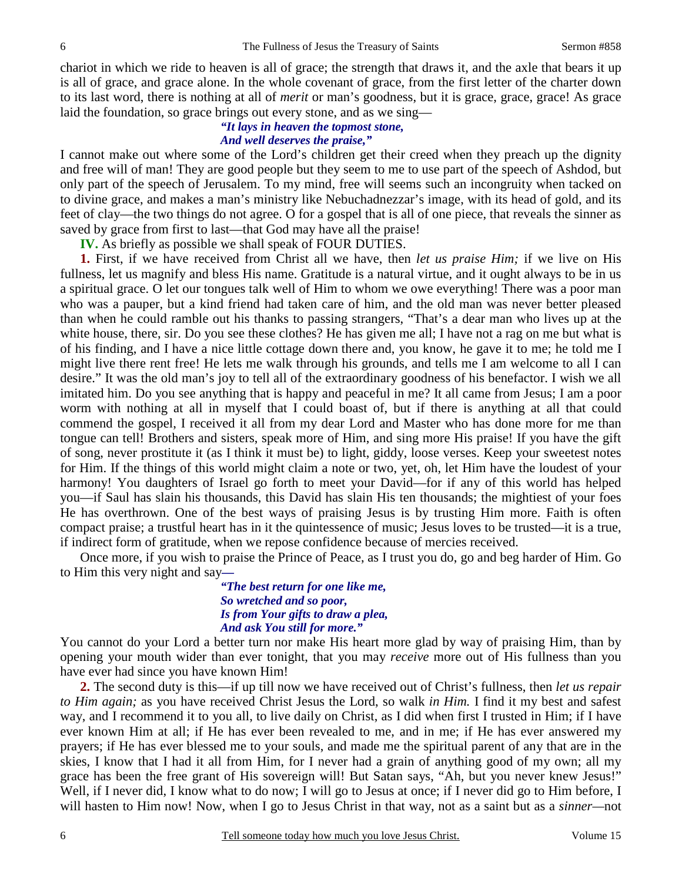chariot in which we ride to heaven is all of grace; the strength that draws it, and the axle that bears it up is all of grace, and grace alone. In the whole covenant of grace, from the first letter of the charter down to its last word, there is nothing at all of *merit* or man's goodness, but it is grace, grace, grace! As grace laid the foundation, so grace brings out every stone, and as we sing—

> ***"It lays in heaven the topmost stone,***
> ***And well deserves the praise,"***

I cannot make out where some of the Lord's children get their creed when they preach up the dignity and free will of man! They are good people but they seem to me to use part of the speech of Ashdod, but only part of the speech of Jerusalem. To my mind, free will seems such an incongruity when tacked on to divine grace, and makes a man's ministry like Nebuchadnezzar's image, with its head of gold, and its feet of clay—the two things do not agree. O for a gospel that is all of one piece, that reveals the sinner as saved by grace from first to last—that God may have all the praise!

**IV.** As briefly as possible we shall speak of FOUR DUTIES.

**1.** First, if we have received from Christ all we have, then *let us praise Him;* if we live on His fullness, let us magnify and bless His name. Gratitude is a natural virtue, and it ought always to be in us a spiritual grace. O let our tongues talk well of Him to whom we owe everything! There was a poor man who was a pauper, but a kind friend had taken care of him, and the old man was never better pleased than when he could ramble out his thanks to passing strangers, "That's a dear man who lives up at the white house, there, sir. Do you see these clothes? He has given me all; I have not a rag on me but what is of his finding, and I have a nice little cottage down there and, you know, he gave it to me; he told me I might live there rent free! He lets me walk through his grounds, and tells me I am welcome to all I can desire." It was the old man's joy to tell all of the extraordinary goodness of his benefactor. I wish we all imitated him. Do you see anything that is happy and peaceful in me? It all came from Jesus; I am a poor worm with nothing at all in myself that I could boast of, but if there is anything at all that could commend the gospel, I received it all from my dear Lord and Master who has done more for me than tongue can tell! Brothers and sisters, speak more of Him, and sing more His praise! If you have the gift of song, never prostitute it (as I think it must be) to light, giddy, loose verses. Keep your sweetest notes for Him. If the things of this world might claim a note or two, yet, oh, let Him have the loudest of your harmony! You daughters of Israel go forth to meet your David—for if any of this world has helped you—if Saul has slain his thousands, this David has slain His ten thousands; the mightiest of your foes He has overthrown. One of the best ways of praising Jesus is by trusting Him more. Faith is often compact praise; a trustful heart has in it the quintessence of music; Jesus loves to be trusted—it is a true, if indirect form of gratitude, when we repose confidence because of mercies received.

Once more, if you wish to praise the Prince of Peace, as I trust you do, go and beg harder of Him. Go to Him this very night and say**—**

> ***"The best return for one like me,***
> ***So wretched and so poor,***
> ***Is from Your gifts to draw a plea,***
> ***And ask You still for more."***

You cannot do your Lord a better turn nor make His heart more glad by way of praising Him, than by opening your mouth wider than ever tonight, that you may *receive* more out of His fullness than you have ever had since you have known Him!

**2.** The second duty is this—if up till now we have received out of Christ's fullness, then *let us repair to Him again;* as you have received Christ Jesus the Lord, so walk *in Him.* I find it my best and safest way, and I recommend it to you all, to live daily on Christ, as I did when first I trusted in Him; if I have ever known Him at all; if He has ever been revealed to me, and in me; if He has ever answered my prayers; if He has ever blessed me to your souls, and made me the spiritual parent of any that are in the skies, I know that I had it all from Him, for I never had a grain of anything good of my own; all my grace has been the free grant of His sovereign will! But Satan says, "Ah, but you never knew Jesus!" Well, if I never did, I know what to do now; I will go to Jesus at once; if I never did go to Him before, I will hasten to Him now! Now, when I go to Jesus Christ in that way, not as a saint but as a *sinner*—not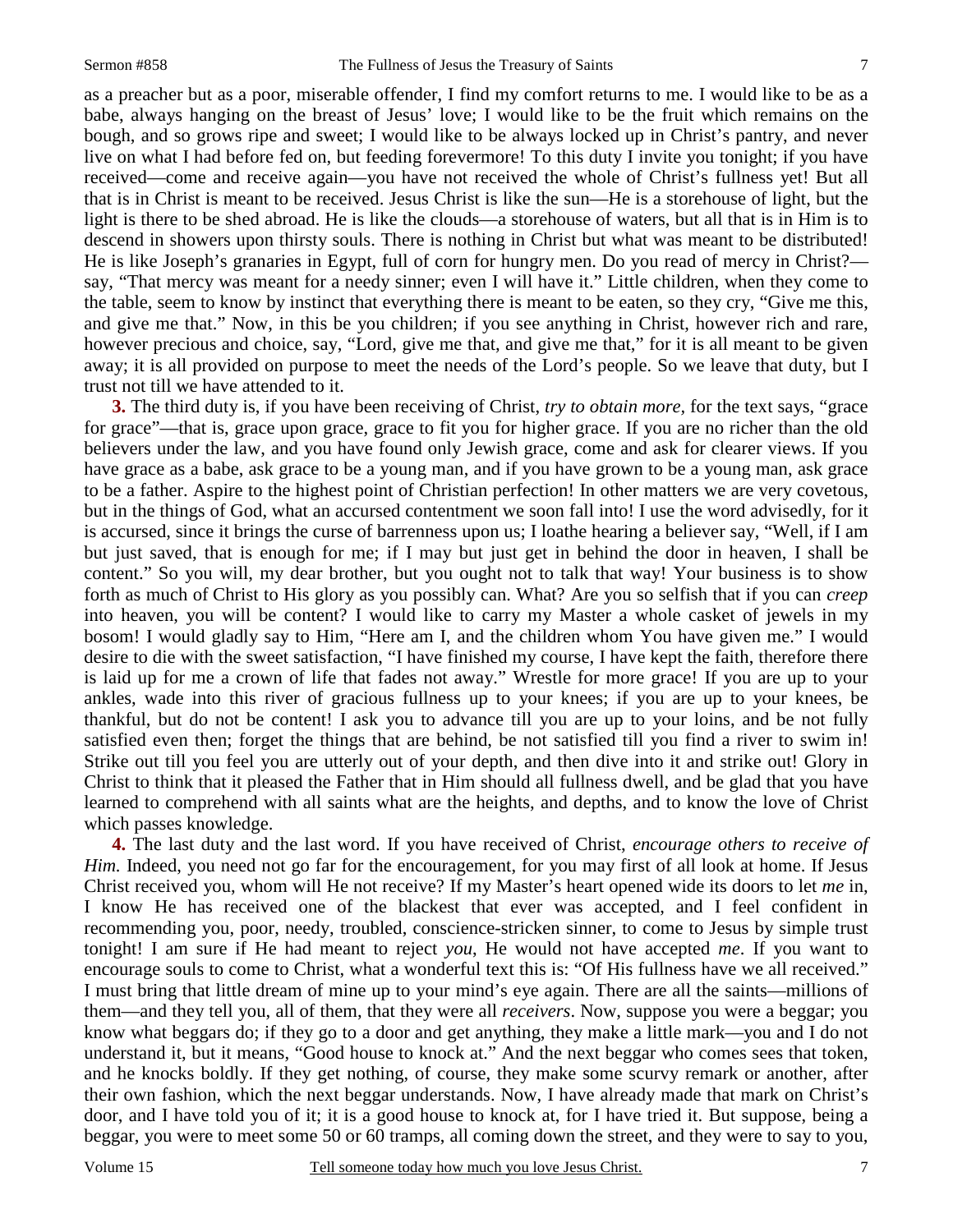as a preacher but as a poor, miserable offender, I find my comfort returns to me. I would like to be as a babe, always hanging on the breast of Jesus' love; I would like to be the fruit which remains on the bough, and so grows ripe and sweet; I would like to be always locked up in Christ's pantry, and never live on what I had before fed on, but feeding forevermore! To this duty I invite you tonight; if you have received—come and receive again—you have not received the whole of Christ's fullness yet! But all that is in Christ is meant to be received. Jesus Christ is like the sun—He is a storehouse of light, but the light is there to be shed abroad. He is like the clouds—a storehouse of waters, but all that is in Him is to descend in showers upon thirsty souls. There is nothing in Christ but what was meant to be distributed! He is like Joseph's granaries in Egypt, full of corn for hungry men. Do you read of mercy in Christ?—say, "That mercy was meant for a needy sinner; even I will have it." Little children, when they come to the table, seem to know by instinct that everything there is meant to be eaten, so they cry, "Give me this, and give me that." Now, in this be you children; if you see anything in Christ, however rich and rare, however precious and choice, say, "Lord, give me that, and give me that," for it is all meant to be given away; it is all provided on purpose to meet the needs of the Lord's people. So we leave that duty, but I trust not till we have attended to it.

**3.** The third duty is, if you have been receiving of Christ, *try to obtain more*, for the text says, "grace for grace"—that is, grace upon grace, grace to fit you for higher grace. If you are no richer than the old believers under the law, and you have found only Jewish grace, come and ask for clearer views. If you have grace as a babe, ask grace to be a young man, and if you have grown to be a young man, ask grace to be a father. Aspire to the highest point of Christian perfection! In other matters we are very covetous, but in the things of God, what an accursed contentment we soon fall into! I use the word advisedly, for it is accursed, since it brings the curse of barrenness upon us; I loathe hearing a believer say, "Well, if I am but just saved, that is enough for me; if I may but just get in behind the door in heaven, I shall be content." So you will, my dear brother, but you ought not to talk that way! Your business is to show forth as much of Christ to His glory as you possibly can. What? Are you so selfish that if you can *creep* into heaven, you will be content? I would like to carry my Master a whole casket of jewels in my bosom! I would gladly say to Him, "Here am I, and the children whom You have given me." I would desire to die with the sweet satisfaction, "I have finished my course, I have kept the faith, therefore there is laid up for me a crown of life that fades not away." Wrestle for more grace! If you are up to your ankles, wade into this river of gracious fullness up to your knees; if you are up to your knees, be thankful, but do not be content! I ask you to advance till you are up to your loins, and be not fully satisfied even then; forget the things that are behind, be not satisfied till you find a river to swim in! Strike out till you feel you are utterly out of your depth, and then dive into it and strike out! Glory in Christ to think that it pleased the Father that in Him should all fullness dwell, and be glad that you have learned to comprehend with all saints what are the heights, and depths, and to know the love of Christ which passes knowledge.

**4.** The last duty and the last word. If you have received of Christ, *encourage others to receive of Him.* Indeed, you need not go far for the encouragement, for you may first of all look at home. If Jesus Christ received you, whom will He not receive? If my Master's heart opened wide its doors to let *me* in, I know He has received one of the blackest that ever was accepted, and I feel confident in recommending you, poor, needy, troubled, conscience-stricken sinner, to come to Jesus by simple trust tonight! I am sure if He had meant to reject *you*, He would not have accepted *me*. If you want to encourage souls to come to Christ, what a wonderful text this is: "Of His fullness have we all received." I must bring that little dream of mine up to your mind's eye again. There are all the saints—millions of them—and they tell you, all of them, that they were all *receivers*. Now, suppose you were a beggar; you know what beggars do; if they go to a door and get anything, they make a little mark—you and I do not understand it, but it means, "Good house to knock at." And the next beggar who comes sees that token, and he knocks boldly. If they get nothing, of course, they make some scurvy remark or another, after their own fashion, which the next beggar understands. Now, I have already made that mark on Christ's door, and I have told you of it; it is a good house to knock at, for I have tried it. But suppose, being a beggar, you were to meet some 50 or 60 tramps, all coming down the street, and they were to say to you,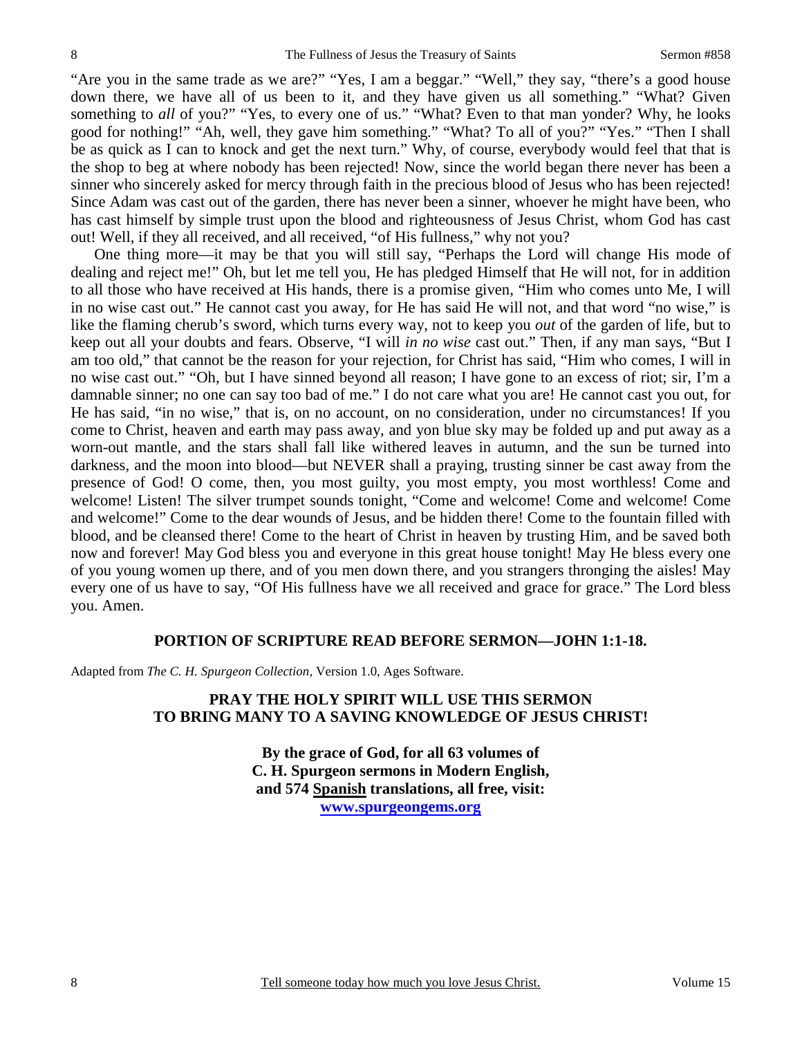"Are you in the same trade as we are?" "Yes, I am a beggar." "Well," they say, "there's a good house down there, we have all of us been to it, and they have given us all something." "What? Given something to *all* of you?" "Yes, to every one of us." "What? Even to that man yonder? Why, he looks good for nothing!" "Ah, well, they gave him something." "What? To all of you?" "Yes." "Then I shall be as quick as I can to knock and get the next turn." Why, of course, everybody would feel that that is the shop to beg at where nobody has been rejected! Now, since the world began there never has been a sinner who sincerely asked for mercy through faith in the precious blood of Jesus who has been rejected! Since Adam was cast out of the garden, there has never been a sinner, whoever he might have been, who has cast himself by simple trust upon the blood and righteousness of Jesus Christ, whom God has cast out! Well, if they all received, and all received, "of His fullness," why not you?

One thing more—it may be that you will still say, "Perhaps the Lord will change His mode of dealing and reject me!" Oh, but let me tell you, He has pledged Himself that He will not, for in addition to all those who have received at His hands, there is a promise given, "Him who comes unto Me, I will in no wise cast out." He cannot cast you away, for He has said He will not, and that word "no wise," is like the flaming cherub's sword, which turns every way, not to keep you *out* of the garden of life, but to keep out all your doubts and fears. Observe, "I will *in no wise* cast out." Then, if any man says, "But I am too old," that cannot be the reason for your rejection, for Christ has said, "Him who comes, I will in no wise cast out." "Oh, but I have sinned beyond all reason; I have gone to an excess of riot; sir, I'm a damnable sinner; no one can say too bad of me." I do not care what you are! He cannot cast you out, for He has said, "in no wise," that is, on no account, on no consideration, under no circumstances! If you come to Christ, heaven and earth may pass away, and yon blue sky may be folded up and put away as a worn-out mantle, and the stars shall fall like withered leaves in autumn, and the sun be turned into darkness, and the moon into blood—but NEVER shall a praying, trusting sinner be cast away from the presence of God! O come, then, you most guilty, you most empty, you most worthless! Come and welcome! Listen! The silver trumpet sounds tonight, "Come and welcome! Come and welcome! Come and welcome!" Come to the dear wounds of Jesus, and be hidden there! Come to the fountain filled with blood, and be cleansed there! Come to the heart of Christ in heaven by trusting Him, and be saved both now and forever! May God bless you and everyone in this great house tonight! May He bless every one of you young women up there, and of you men down there, and you strangers thronging the aisles! May every one of us have to say, "Of His fullness have we all received and grace for grace." The Lord bless you. Amen.

**PORTION OF SCRIPTURE READ BEFORE SERMON—JOHN 1:1-18.**

Adapted from *The C. H. Spurgeon Collection*, Version 1.0, Ages Software.

**PRAY THE HOLY SPIRIT WILL USE THIS SERMON TO BRING MANY TO A SAVING KNOWLEDGE OF JESUS CHRIST!**

**By the grace of God, for all 63 volumes of C. H. Spurgeon sermons in Modern English, and 574 Spanish translations, all free, visit: www.spurgeongems.org**